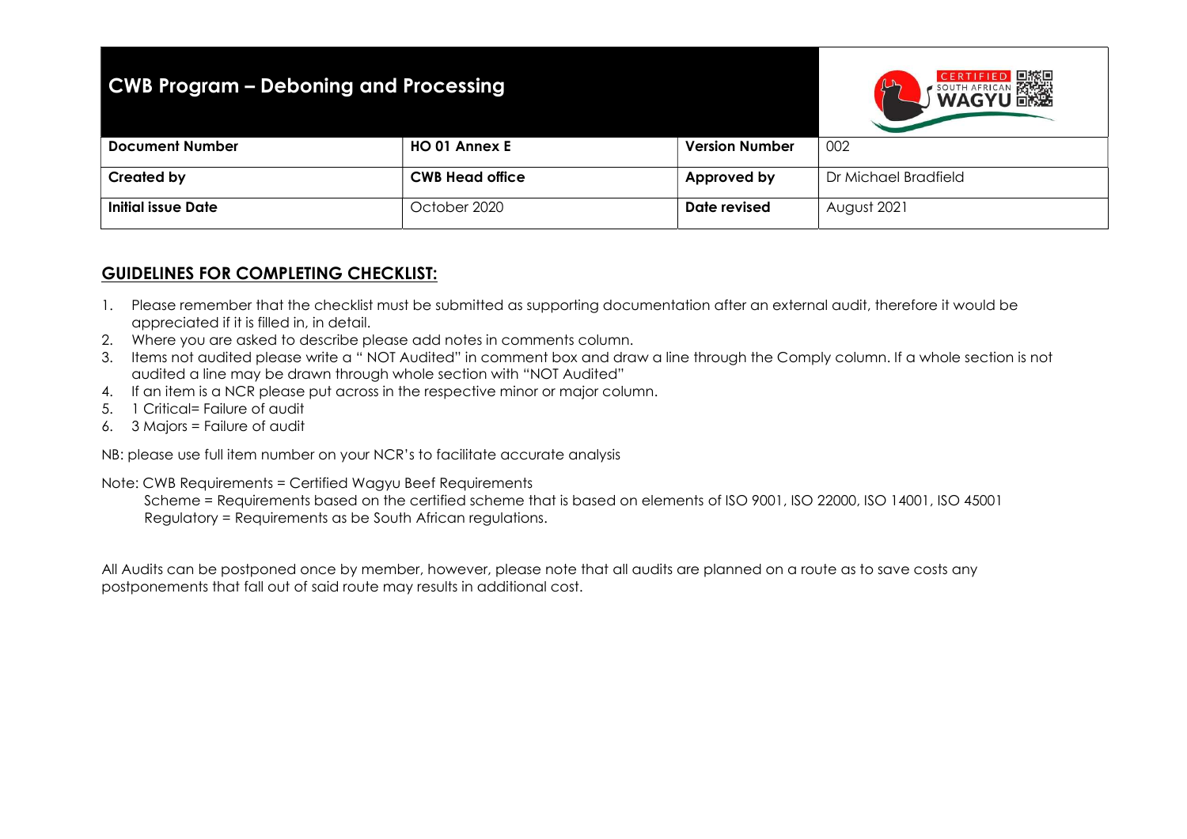# CWB Program – Deboning and Processing

| Document Number | HO 01 Annex E | Version Number | 002 |
| --- | --- | --- | --- |
| Created by | CWB Head office | Approved by | Dr Michael Bradfield |
| Initial issue Date | October 2020 | Date revised | August 2021 |

## GUIDELINES FOR COMPLETING CHECKLIST:

1. Please remember that the checklist must be submitted as supporting documentation after an external audit, therefore it would be appreciated if it is filled in, in detail.
2. Where you are asked to describe please add notes in comments column.
3. Items not audited please write a " NOT Audited" in comment box and draw a line through the Comply column. If a whole section is not audited a line may be drawn through whole section with "NOT Audited"
4. If an item is a NCR please put across in the respective minor or major column.
5. 1 Critical= Failure of audit
6. 3 Majors = Failure of audit

NB: please use full item number on your NCR's to facilitate accurate analysis

Note: CWB Requirements = Certified Wagyu Beef Requirements
Scheme = Requirements based on the certified scheme that is based on elements of ISO 9001, ISO 22000, ISO 14001, ISO 45001
Regulatory = Requirements as be South African regulations.

All Audits can be postponed once by member, however, please note that all audits are planned on a route as to save costs any postponements that fall out of said route may results in additional cost.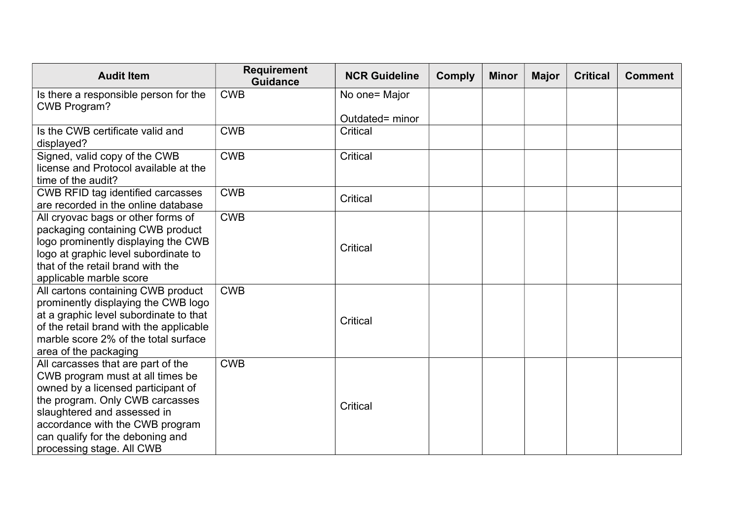| Audit Item | Requirement Guidance | NCR Guideline | Comply | Minor | Major | Critical | Comment |
|---|---|---|---|---|---|---|---|
| Is there a responsible person for the CWB Program? | CWB | No one= Major<br><br>Outdated= minor | | | | | |
| Is the CWB certificate valid and displayed? | CWB | Critical | | | | | |
| Signed, valid copy of the CWB license and Protocol available at the time of the audit? | CWB | Critical | | | | | |
| CWB RFID tag identified carcasses are recorded in the online database | CWB | Critical | | | | | |
| All cryovac bags or other forms of packaging containing CWB product logo prominently displaying the CWB logo at graphic level subordinate to that of the retail brand with the applicable marble score | CWB | Critical | | | | | |
| All cartons containing CWB product prominently displaying the CWB logo at a graphic level subordinate to that of the retail brand with the applicable marble score 2% of the total surface area of the packaging | CWB | Critical | | | | | |
| All carcasses that are part of the CWB program must at all times be owned by a licensed participant of the program. Only CWB carcasses slaughtered and assessed in accordance with the CWB program can qualify for the deboning and processing stage. All CWB | CWB | Critical | | | | | |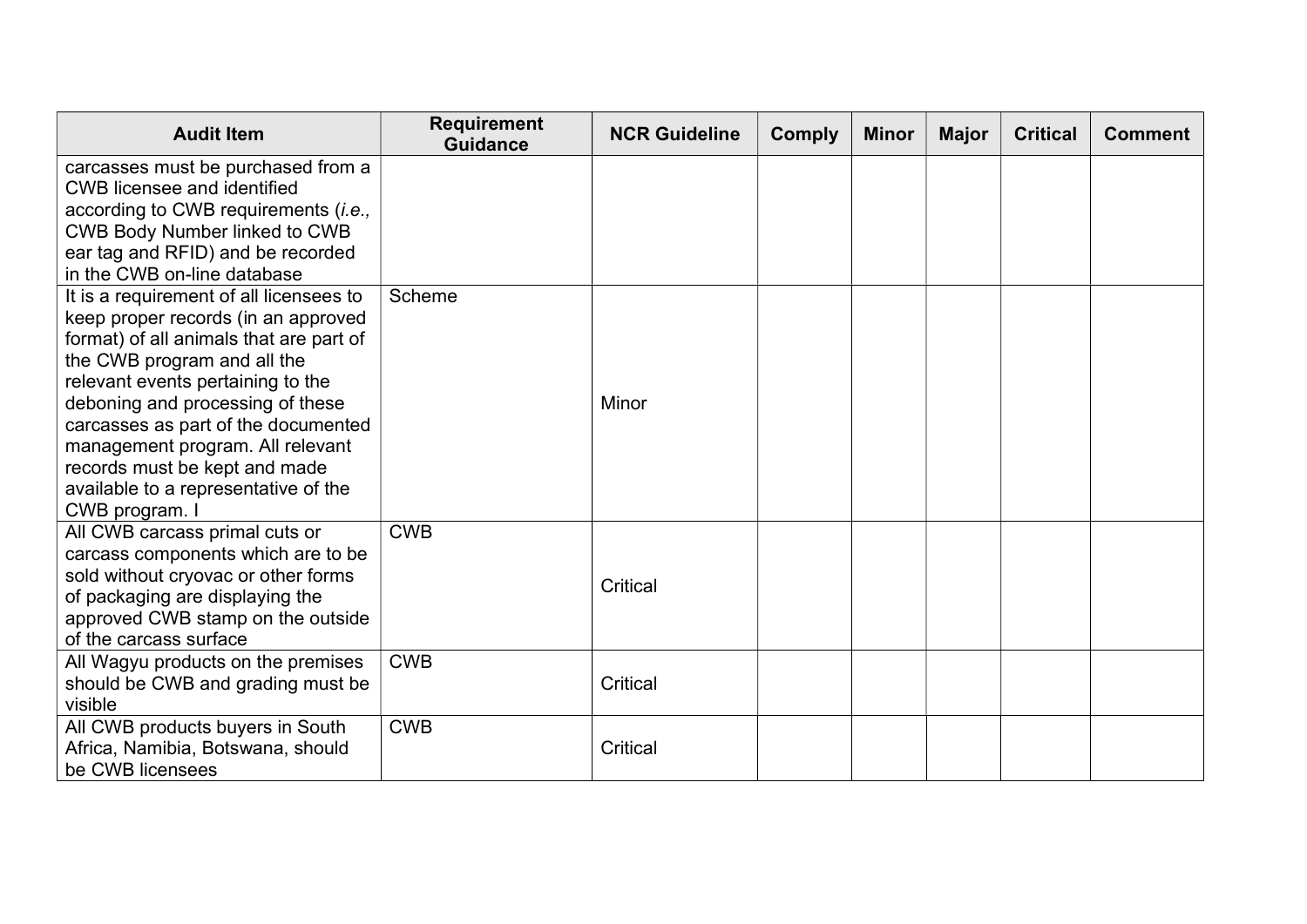| Audit Item | Requirement Guidance | NCR Guideline | Comply | Minor | Major | Critical | Comment |
|---|---|---|---|---|---|---|---|
| carcasses must be purchased from a CWB licensee and identified according to CWB requirements (*i.e.,* CWB Body Number linked to CWB ear tag and RFID) and be recorded in the CWB on-line database | | | | | | | |
| It is a requirement of all licensees to keep proper records (in an approved format) of all animals that are part of the CWB program and all the relevant events pertaining to the deboning and processing of these carcasses as part of the documented management program. All relevant records must be kept and made available to a representative of the CWB program. I | Scheme | Minor | | | | | |
| All CWB carcass primal cuts or carcass components which are to be sold without cryovac or other forms of packaging are displaying the approved CWB stamp on the outside of the carcass surface | CWB | Critical | | | | | |
| All Wagyu products on the premises should be CWB and grading must be visible | CWB | Critical | | | | | |
| All CWB products buyers in South Africa, Namibia, Botswana, should be CWB licensees | CWB | Critical | | | | | |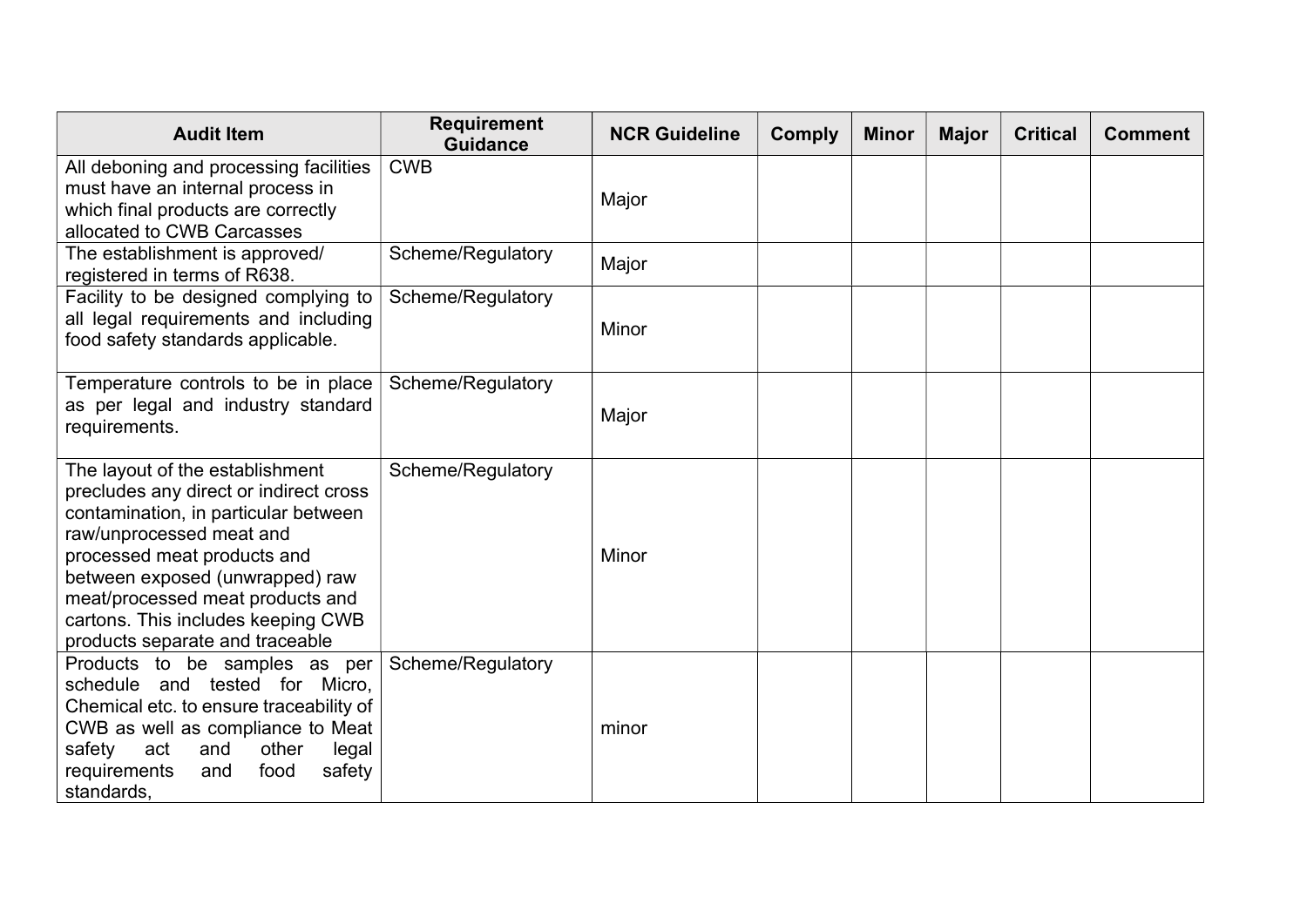| Audit Item | Requirement Guidance | NCR Guideline | Comply | Minor | Major | Critical | Comment |
|---|---|---|---|---|---|---|---|
| All deboning and processing facilities must have an internal process in which final products are correctly allocated to CWB Carcasses | CWB | Major | | | | | |
| The establishment is approved/ registered in terms of R638. | Scheme/Regulatory | Major | | | | | |
| Facility to be designed complying to all legal requirements and including food safety standards applicable. | Scheme/Regulatory | Minor | | | | | |
| Temperature controls to be in place as per legal and industry standard requirements. | Scheme/Regulatory | Major | | | | | |
| The layout of the establishment precludes any direct or indirect cross contamination, in particular between raw/unprocessed meat and processed meat products and between exposed (unwrapped) raw meat/processed meat products and cartons. This includes keeping CWB products separate and traceable | Scheme/Regulatory | Minor | | | | | |
| Products to be samples as per schedule and tested for Micro, Chemical etc. to ensure traceability of CWB as well as compliance to Meat safety act and other legal requirements and food safety standards, | Scheme/Regulatory | minor | | | | | |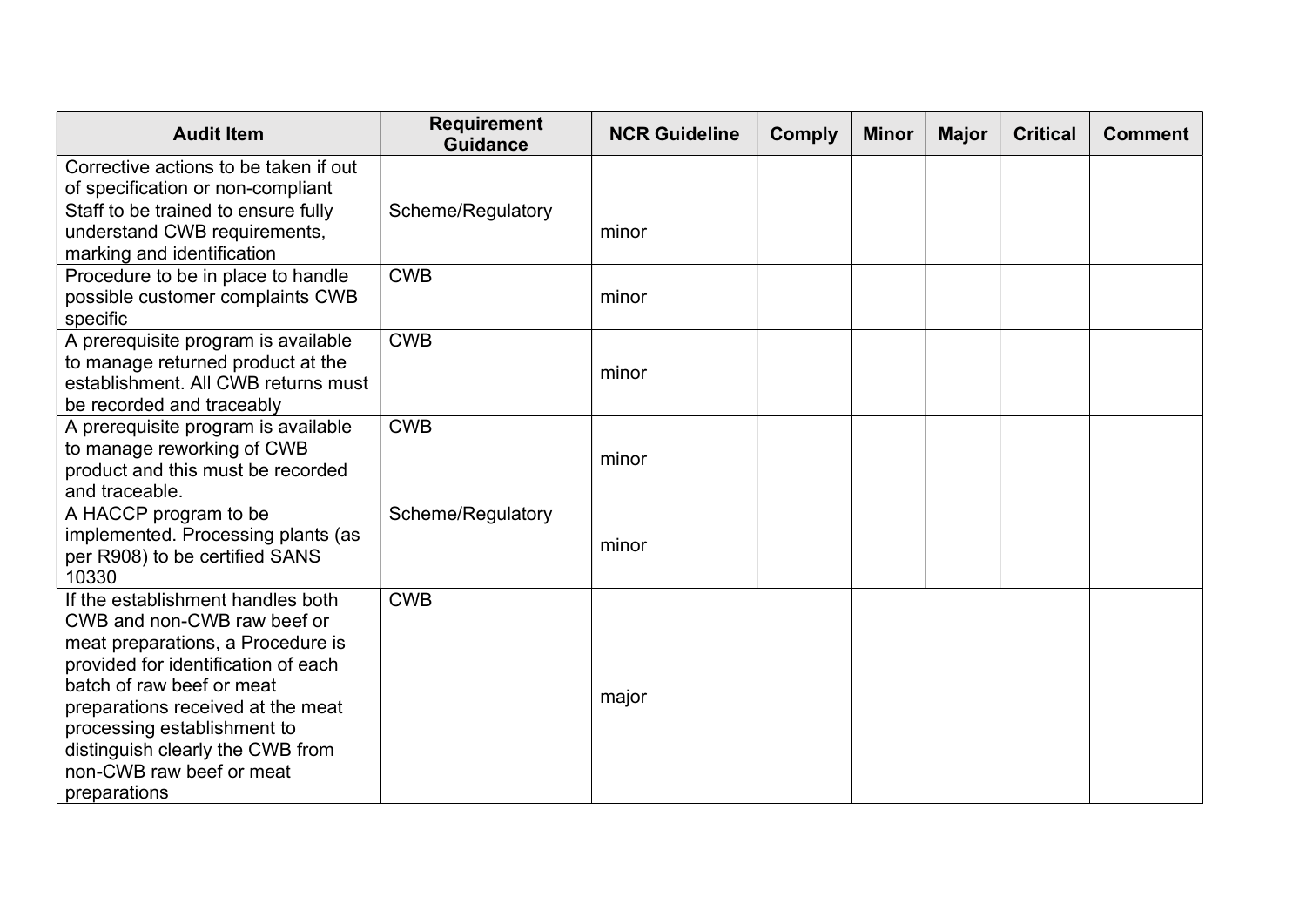| Audit Item | Requirement Guidance | NCR Guideline | Comply | Minor | Major | Critical | Comment |
|---|---|---|---|---|---|---|---|
| Corrective actions to be taken if out of specification or non-compliant | | | | | | | |
| Staff to be trained to ensure fully understand CWB requirements, marking and identification | Scheme/Regulatory | minor | | | | | |
| Procedure to be in place to handle possible customer complaints CWB specific | CWB | minor | | | | | |
| A prerequisite program is available to manage returned product at the establishment. All CWB returns must be recorded and traceably | CWB | minor | | | | | |
| A prerequisite program is available to manage reworking of CWB product and this must be recorded and traceable. | CWB | minor | | | | | |
| A HACCP program to be implemented. Processing plants (as per R908) to be certified SANS 10330 | Scheme/Regulatory | minor | | | | | |
| If the establishment handles both CWB and non-CWB raw beef or meat preparations, a Procedure is provided for identification of each batch of raw beef or meat preparations received at the meat processing establishment to distinguish clearly the CWB from non-CWB raw beef or meat preparations | CWB | major | | | | | |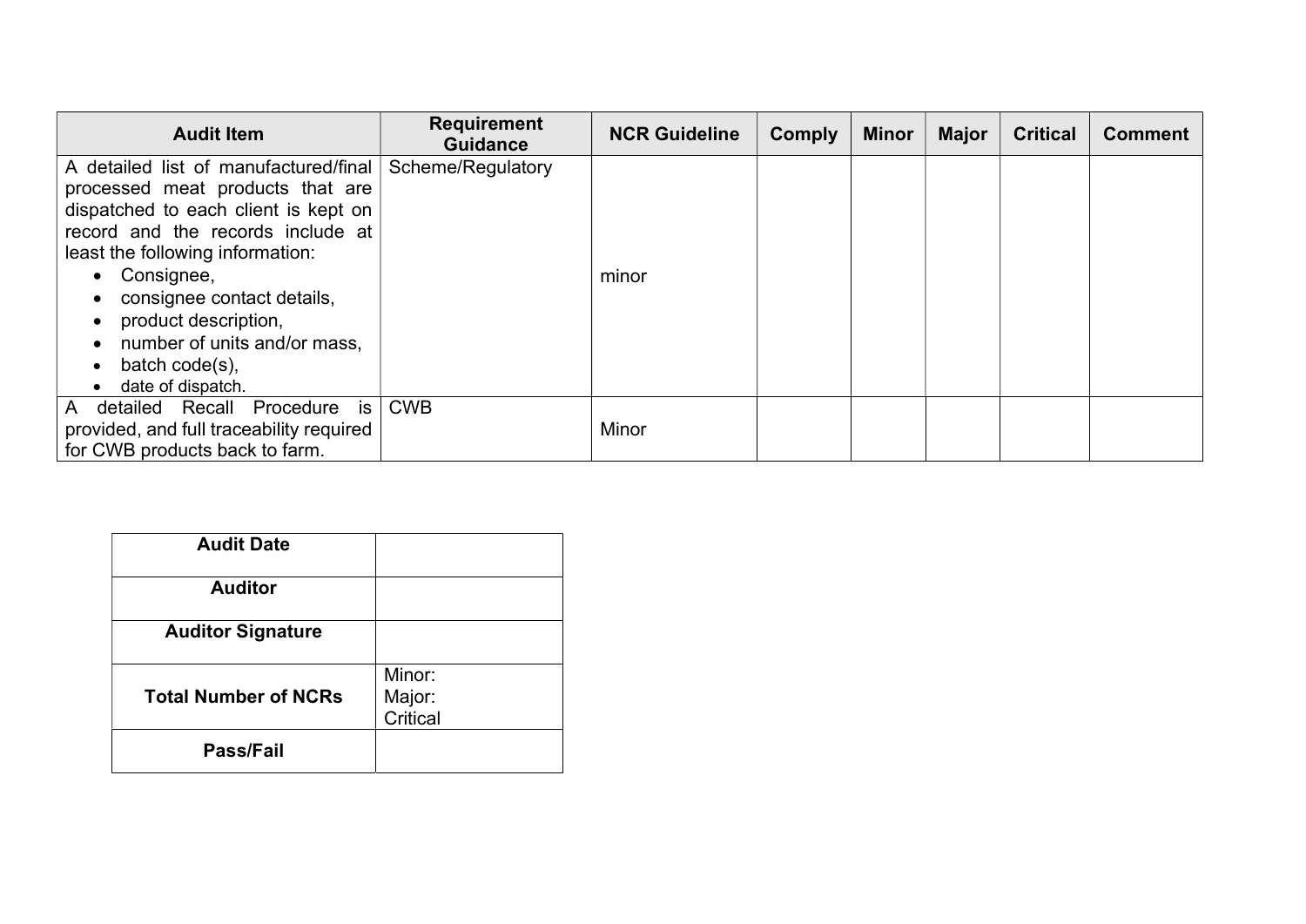| Audit Item | Requirement Guidance | NCR Guideline | Comply | Minor | Major | Critical | Comment |
| --- | --- | --- | --- | --- | --- | --- | --- |
| A detailed list of manufactured/final processed meat products that are dispatched to each client is kept on record and the records include at least the following information: <br>• Consignee, <br>• consignee contact details, <br>• product description, <br>• number of units and/or mass, <br>• batch code(s), <br>• date of dispatch. | Scheme/Regulatory | minor | | | | | |
| A detailed Recall Procedure is provided, and full traceability required for CWB products back to farm. | CWB | Minor | | | | | |

| | |
| --- | --- |
| **Audit Date** | |
| **Auditor** | |
| **Auditor Signature** | |
| **Total Number of NCRs** | Minor: <br>Major: <br>Critical |
| **Pass/Fail** | |